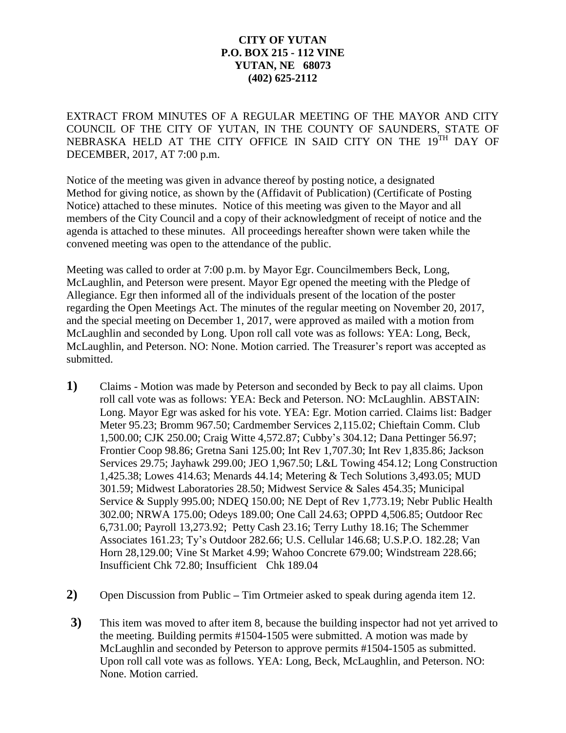**CITY OF YUTAN**
**P.O. BOX 215 - 112 VINE**
**YUTAN, NE 68073**
**(402) 625-2112**

EXTRACT FROM MINUTES OF A REGULAR MEETING OF THE MAYOR AND CITY COUNCIL OF THE CITY OF YUTAN, IN THE COUNTY OF SAUNDERS, STATE OF NEBRASKA HELD AT THE CITY OFFICE IN SAID CITY ON THE 19TH DAY OF DECEMBER, 2017, AT 7:00 p.m.

Notice of the meeting was given in advance thereof by posting notice, a designated Method for giving notice, as shown by the (Affidavit of Publication) (Certificate of Posting Notice) attached to these minutes. Notice of this meeting was given to the Mayor and all members of the City Council and a copy of their acknowledgment of receipt of notice and the agenda is attached to these minutes. All proceedings hereafter shown were taken while the convened meeting was open to the attendance of the public.

Meeting was called to order at 7:00 p.m. by Mayor Egr. Councilmembers Beck, Long, McLaughlin, and Peterson were present. Mayor Egr opened the meeting with the Pledge of Allegiance. Egr then informed all of the individuals present of the location of the poster regarding the Open Meetings Act. The minutes of the regular meeting on November 20, 2017, and the special meeting on December 1, 2017, were approved as mailed with a motion from McLaughlin and seconded by Long. Upon roll call vote was as follows: YEA: Long, Beck, McLaughlin, and Peterson. NO: None. Motion carried. The Treasurer's report was accepted as submitted.

**1)** Claims - Motion was made by Peterson and seconded by Beck to pay all claims. Upon roll call vote was as follows: YEA: Beck and Peterson. NO: McLaughlin. ABSTAIN: Long. Mayor Egr was asked for his vote. YEA: Egr. Motion carried. Claims list: Badger Meter 95.23; Bromm 967.50; Cardmember Services 2,115.02; Chieftain Comm. Club 1,500.00; CJK 250.00; Craig Witte 4,572.87; Cubby's 304.12; Dana Pettinger 56.97; Frontier Coop 98.86; Gretna Sani 125.00; Int Rev 1,707.30; Int Rev 1,835.86; Jackson Services 29.75; Jayhawk 299.00; JEO 1,967.50; L&L Towing 454.12; Long Construction 1,425.38; Lowes 414.63; Menards 44.14; Metering & Tech Solutions 3,493.05; MUD 301.59; Midwest Laboratories 28.50; Midwest Service & Sales 454.35; Municipal Service & Supply 995.00; NDEQ 150.00; NE Dept of Rev 1,773.19; Nebr Public Health 302.00; NRWA 175.00; Odeys 189.00; One Call 24.63; OPPD 4,506.85; Outdoor Rec 6,731.00; Payroll 13,273.92; Petty Cash 23.16; Terry Luthy 18.16; The Schemmer Associates 161.23; Ty's Outdoor 282.66; U.S. Cellular 146.68; U.S.P.O. 182.28; Van Horn 28,129.00; Vine St Market 4.99; Wahoo Concrete 679.00; Windstream 228.66; Insufficient Chk 72.80; Insufficient Chk 189.04

**2)** Open Discussion from Public – Tim Ortmeier asked to speak during agenda item 12.

**3)** This item was moved to after item 8, because the building inspector had not yet arrived to the meeting. Building permits #1504-1505 were submitted. A motion was made by McLaughlin and seconded by Peterson to approve permits #1504-1505 as submitted. Upon roll call vote was as follows. YEA: Long, Beck, McLaughlin, and Peterson. NO: None. Motion carried.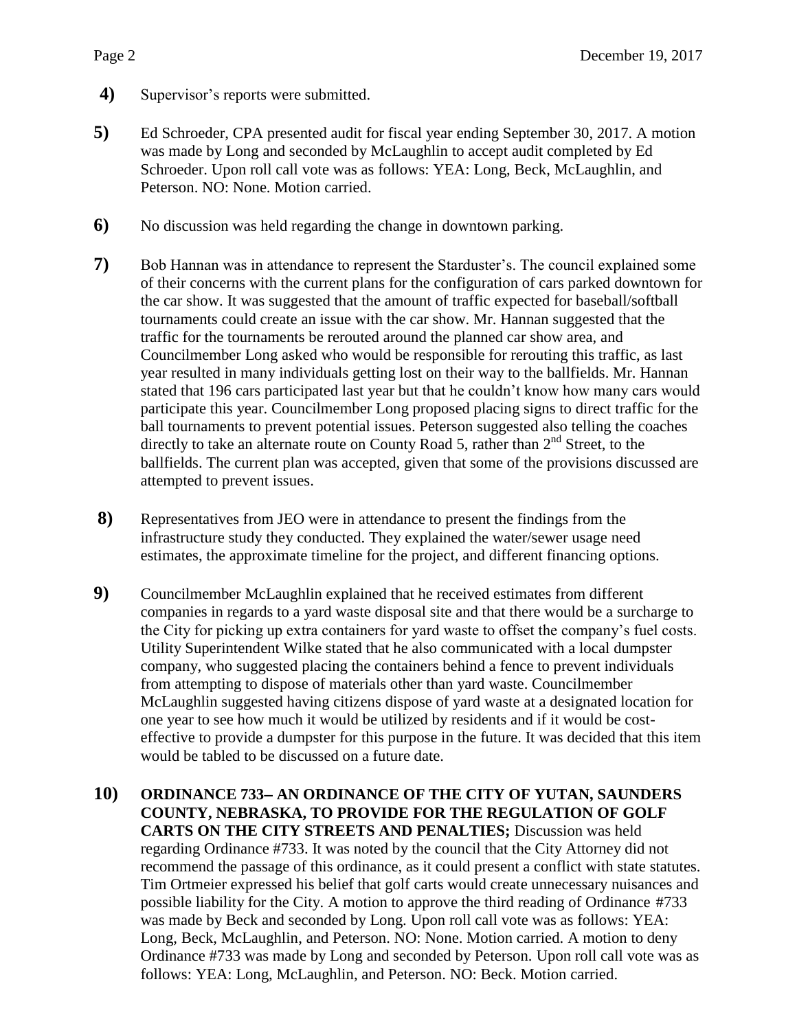**4)** Supervisor's reports were submitted.

**5)** Ed Schroeder, CPA presented audit for fiscal year ending September 30, 2017. A motion was made by Long and seconded by McLaughlin to accept audit completed by Ed Schroeder. Upon roll call vote was as follows: YEA: Long, Beck, McLaughlin, and Peterson. NO: None. Motion carried.

**6)** No discussion was held regarding the change in downtown parking.

**7)** Bob Hannan was in attendance to represent the Starduster's. The council explained some of their concerns with the current plans for the configuration of cars parked downtown for the car show. It was suggested that the amount of traffic expected for baseball/softball tournaments could create an issue with the car show. Mr. Hannan suggested that the traffic for the tournaments be rerouted around the planned car show area, and Councilmember Long asked who would be responsible for rerouting this traffic, as last year resulted in many individuals getting lost on their way to the ballfields. Mr. Hannan stated that 196 cars participated last year but that he couldn't know how many cars would participate this year. Councilmember Long proposed placing signs to direct traffic for the ball tournaments to prevent potential issues. Peterson suggested also telling the coaches directly to take an alternate route on County Road 5, rather than 2nd Street, to the ballfields. The current plan was accepted, given that some of the provisions discussed are attempted to prevent issues.

**8)** Representatives from JEO were in attendance to present the findings from the infrastructure study they conducted. They explained the water/sewer usage need estimates, the approximate timeline for the project, and different financing options.

**9)** Councilmember McLaughlin explained that he received estimates from different companies in regards to a yard waste disposal site and that there would be a surcharge to the City for picking up extra containers for yard waste to offset the company's fuel costs. Utility Superintendent Wilke stated that he also communicated with a local dumpster company, who suggested placing the containers behind a fence to prevent individuals from attempting to dispose of materials other than yard waste. Councilmember McLaughlin suggested having citizens dispose of yard waste at a designated location for one year to see how much it would be utilized by residents and if it would be cost-effective to provide a dumpster for this purpose in the future. It was decided that this item would be tabled to be discussed on a future date.

**10)** **ORDINANCE 733– AN ORDINANCE OF THE CITY OF YUTAN, SAUNDERS COUNTY, NEBRASKA, TO PROVIDE FOR THE REGULATION OF GOLF CARTS ON THE CITY STREETS AND PENALTIES;** Discussion was held regarding Ordinance #733. It was noted by the council that the City Attorney did not recommend the passage of this ordinance, as it could present a conflict with state statutes. Tim Ortmeier expressed his belief that golf carts would create unnecessary nuisances and possible liability for the City. A motion to approve the third reading of Ordinance #733 was made by Beck and seconded by Long. Upon roll call vote was as follows: YEA: Long, Beck, McLaughlin, and Peterson. NO: None. Motion carried. A motion to deny Ordinance #733 was made by Long and seconded by Peterson. Upon roll call vote was as follows: YEA: Long, McLaughlin, and Peterson. NO: Beck. Motion carried.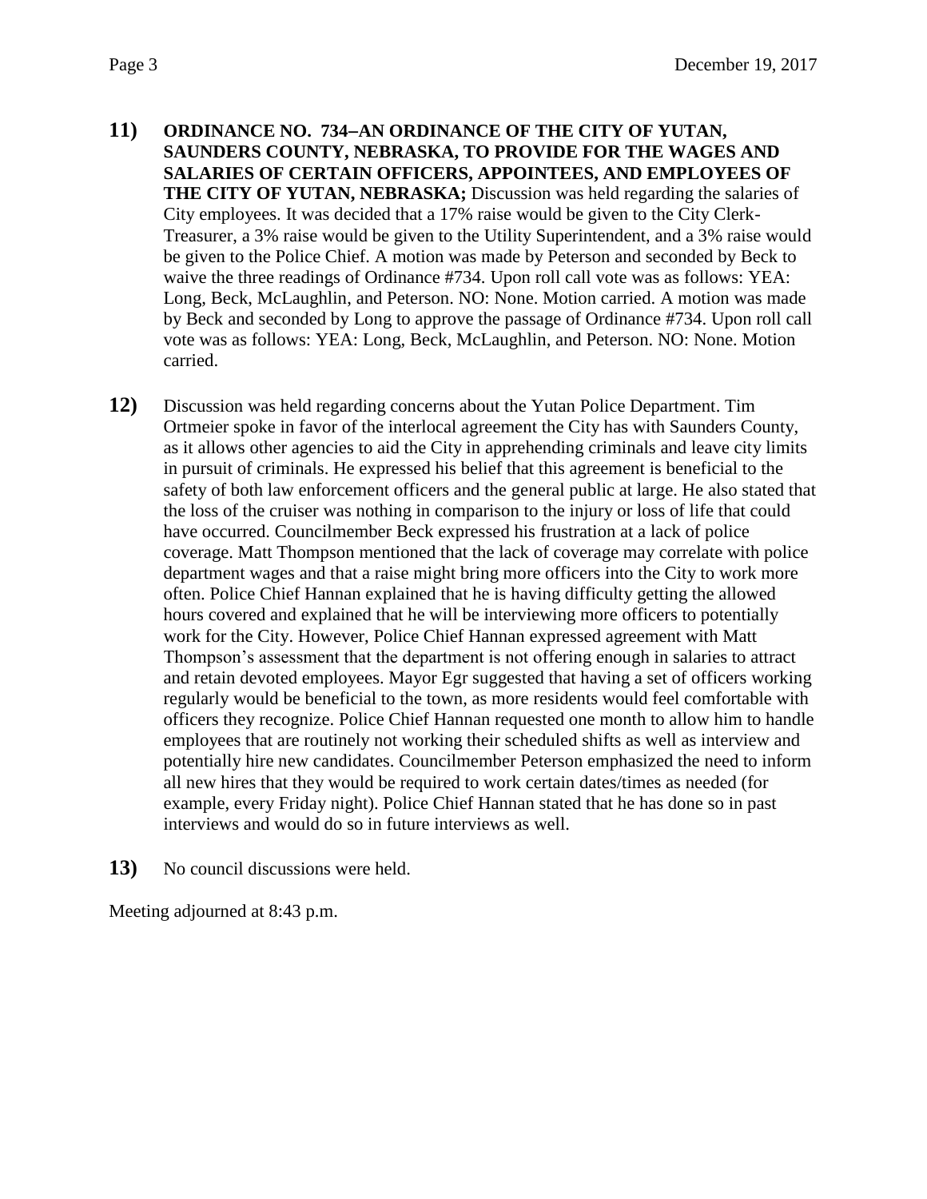**11)** **ORDINANCE NO. 734–AN ORDINANCE OF THE CITY OF YUTAN, SAUNDERS COUNTY, NEBRASKA, TO PROVIDE FOR THE WAGES AND SALARIES OF CERTAIN OFFICERS, APPOINTEES, AND EMPLOYEES OF THE CITY OF YUTAN, NEBRASKA;** Discussion was held regarding the salaries of City employees. It was decided that a 17% raise would be given to the City Clerk-Treasurer, a 3% raise would be given to the Utility Superintendent, and a 3% raise would be given to the Police Chief. A motion was made by Peterson and seconded by Beck to waive the three readings of Ordinance #734. Upon roll call vote was as follows: YEA: Long, Beck, McLaughlin, and Peterson. NO: None. Motion carried. A motion was made by Beck and seconded by Long to approve the passage of Ordinance #734. Upon roll call vote was as follows: YEA: Long, Beck, McLaughlin, and Peterson. NO: None. Motion carried.

**12)** Discussion was held regarding concerns about the Yutan Police Department. Tim Ortmeier spoke in favor of the interlocal agreement the City has with Saunders County, as it allows other agencies to aid the City in apprehending criminals and leave city limits in pursuit of criminals. He expressed his belief that this agreement is beneficial to the safety of both law enforcement officers and the general public at large. He also stated that the loss of the cruiser was nothing in comparison to the injury or loss of life that could have occurred. Councilmember Beck expressed his frustration at a lack of police coverage. Matt Thompson mentioned that the lack of coverage may correlate with police department wages and that a raise might bring more officers into the City to work more often. Police Chief Hannan explained that he is having difficulty getting the allowed hours covered and explained that he will be interviewing more officers to potentially work for the City. However, Police Chief Hannan expressed agreement with Matt Thompson's assessment that the department is not offering enough in salaries to attract and retain devoted employees. Mayor Egr suggested that having a set of officers working regularly would be beneficial to the town, as more residents would feel comfortable with officers they recognize. Police Chief Hannan requested one month to allow him to handle employees that are routinely not working their scheduled shifts as well as interview and potentially hire new candidates. Councilmember Peterson emphasized the need to inform all new hires that they would be required to work certain dates/times as needed (for example, every Friday night). Police Chief Hannan stated that he has done so in past interviews and would do so in future interviews as well.

**13)** No council discussions were held.

Meeting adjourned at 8:43 p.m.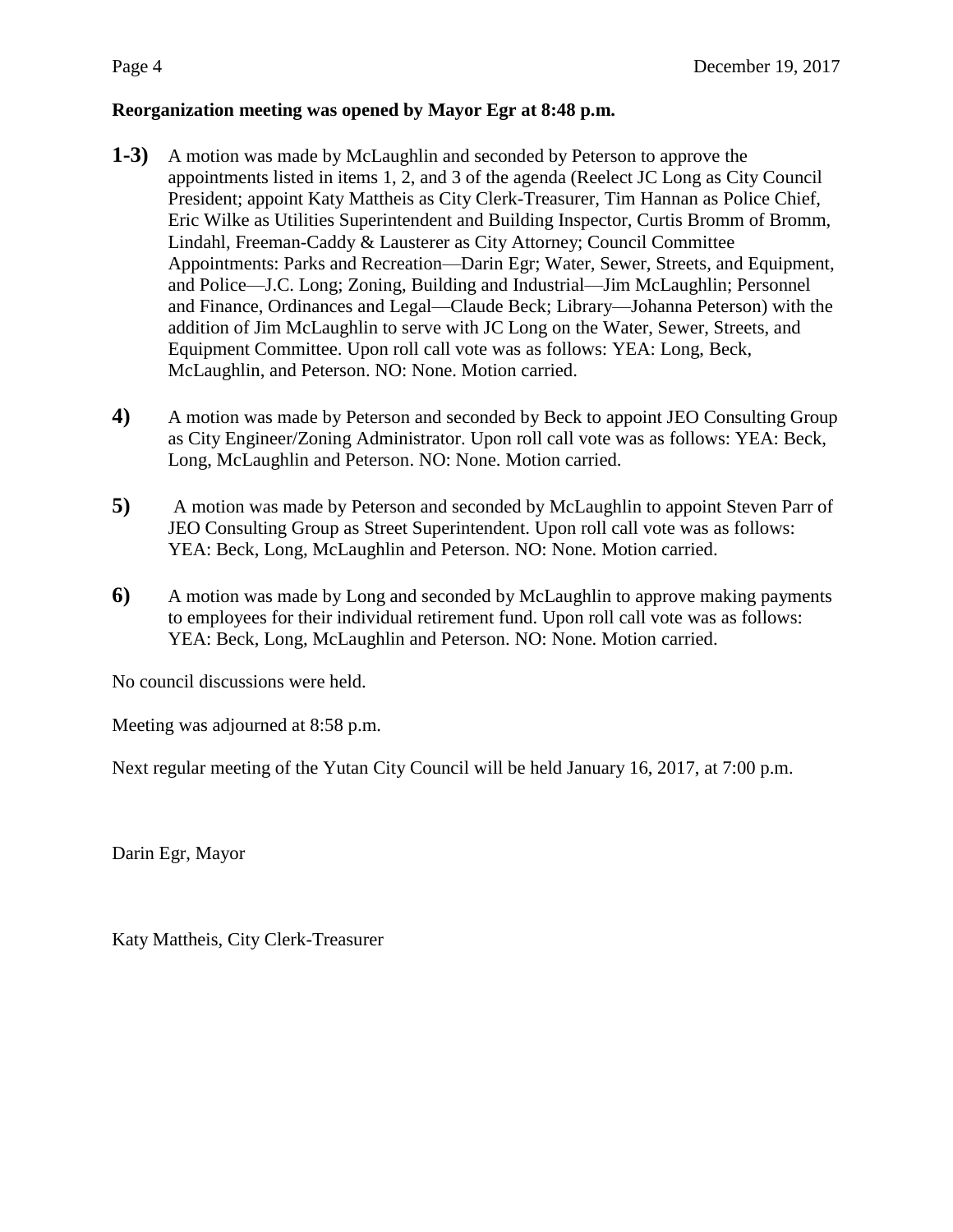**Reorganization meeting was opened by Mayor Egr at 8:48 p.m.**

**1-3)** A motion was made by McLaughlin and seconded by Peterson to approve the appointments listed in items 1, 2, and 3 of the agenda (Reelect JC Long as City Council President; appoint Katy Mattheis as City Clerk-Treasurer, Tim Hannan as Police Chief, Eric Wilke as Utilities Superintendent and Building Inspector, Curtis Bromm of Bromm, Lindahl, Freeman-Caddy & Lausterer as City Attorney; Council Committee Appointments: Parks and Recreation—Darin Egr; Water, Sewer, Streets, and Equipment, and Police—J.C. Long; Zoning, Building and Industrial—Jim McLaughlin; Personnel and Finance, Ordinances and Legal—Claude Beck; Library—Johanna Peterson) with the addition of Jim McLaughlin to serve with JC Long on the Water, Sewer, Streets, and Equipment Committee. Upon roll call vote was as follows: YEA: Long, Beck, McLaughlin, and Peterson. NO: None. Motion carried.

**4)** A motion was made by Peterson and seconded by Beck to appoint JEO Consulting Group as City Engineer/Zoning Administrator. Upon roll call vote was as follows: YEA: Beck, Long, McLaughlin and Peterson. NO: None. Motion carried.

**5)** A motion was made by Peterson and seconded by McLaughlin to appoint Steven Parr of JEO Consulting Group as Street Superintendent. Upon roll call vote was as follows: YEA: Beck, Long, McLaughlin and Peterson. NO: None. Motion carried.

**6)** A motion was made by Long and seconded by McLaughlin to approve making payments to employees for their individual retirement fund. Upon roll call vote was as follows: YEA: Beck, Long, McLaughlin and Peterson. NO: None. Motion carried.

No council discussions were held.

Meeting was adjourned at 8:58 p.m.

Next regular meeting of the Yutan City Council will be held January 16, 2017, at 7:00 p.m.

Darin Egr, Mayor

Katy Mattheis, City Clerk-Treasurer